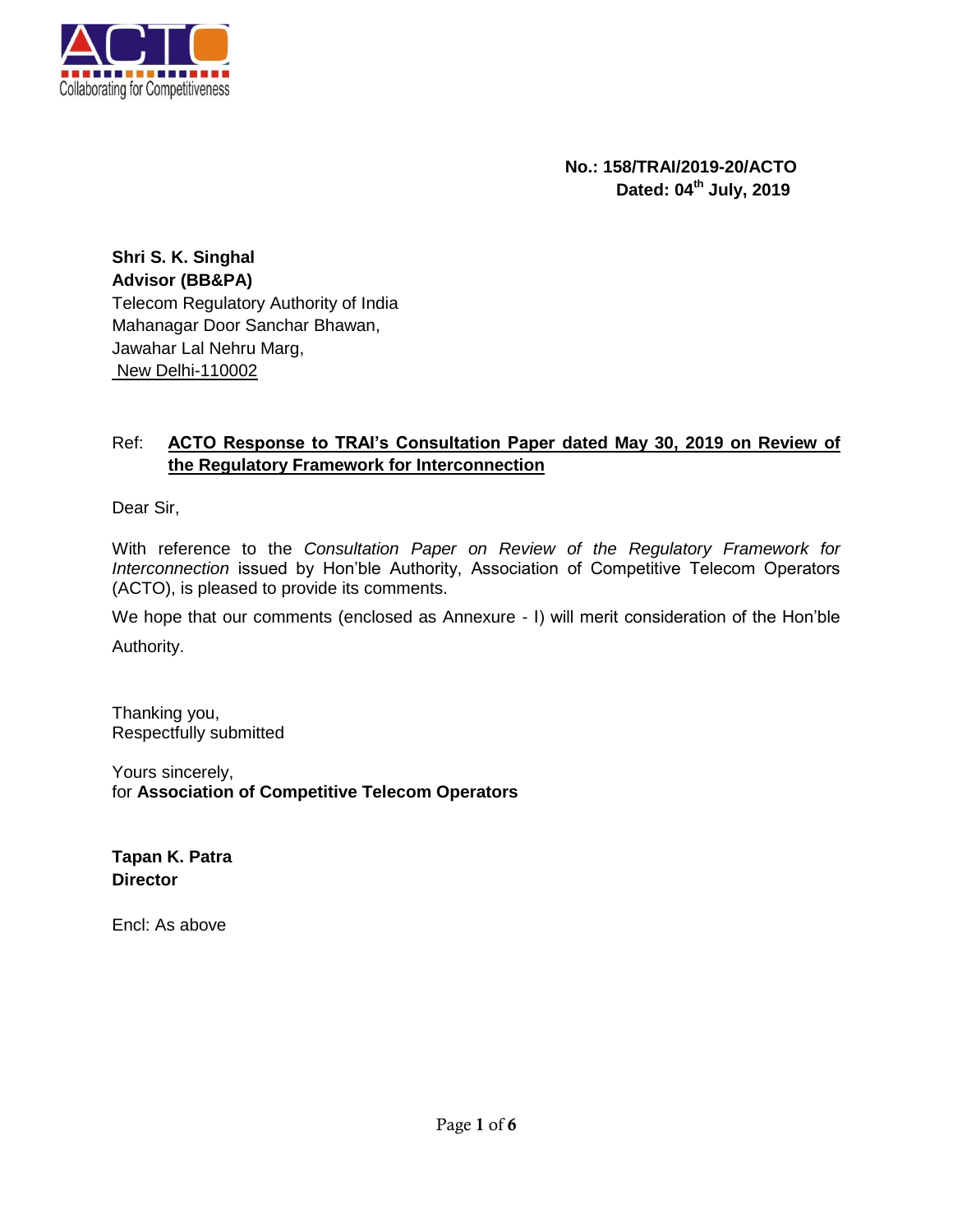**No.: 158/TRAI/2019-20/ACTO**
**Dated: 04th July, 2019**

**Shri S. K. Singhal**
**Advisor (BB&PA)**
Telecom Regulatory Authority of India
Mahanagar Door Sanchar Bhawan,
Jawahar Lal Nehru Marg,
New Delhi-110002

Ref: **ACTO Response to TRAI's Consultation Paper dated May 30, 2019 on Review of the Regulatory Framework for Interconnection**

Dear Sir,

With reference to the *Consultation Paper on Review of the Regulatory Framework for Interconnection* issued by Hon'ble Authority, Association of Competitive Telecom Operators (ACTO), is pleased to provide its comments.

We hope that our comments (enclosed as Annexure - I) will merit consideration of the Hon'ble Authority.

Thanking you,
Respectfully submitted

Yours sincerely,
for **Association of Competitive Telecom Operators**

**Tapan K. Patra**
**Director**

Encl: As above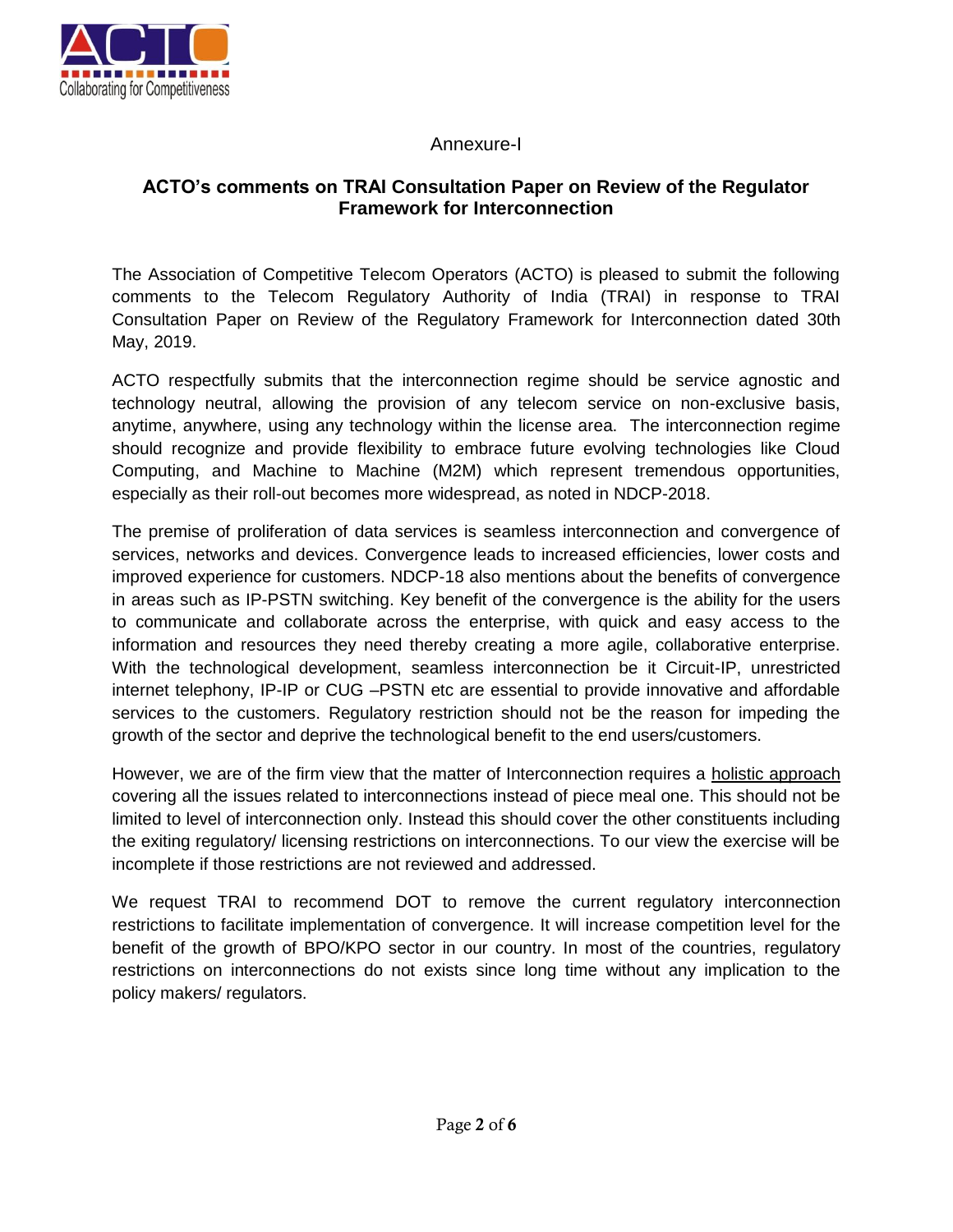Annexure-I

## ACTO's comments on TRAI Consultation Paper on Review of the Regulator Framework for Interconnection

The Association of Competitive Telecom Operators (ACTO) is pleased to submit the following comments to the Telecom Regulatory Authority of India (TRAI) in response to TRAI Consultation Paper on Review of the Regulatory Framework for Interconnection dated 30th May, 2019.

ACTO respectfully submits that the interconnection regime should be service agnostic and technology neutral, allowing the provision of any telecom service on non-exclusive basis, anytime, anywhere, using any technology within the license area. The interconnection regime should recognize and provide flexibility to embrace future evolving technologies like Cloud Computing, and Machine to Machine (M2M) which represent tremendous opportunities, especially as their roll-out becomes more widespread, as noted in NDCP-2018.

The premise of proliferation of data services is seamless interconnection and convergence of services, networks and devices. Convergence leads to increased efficiencies, lower costs and improved experience for customers. NDCP-18 also mentions about the benefits of convergence in areas such as IP-PSTN switching. Key benefit of the convergence is the ability for the users to communicate and collaborate across the enterprise, with quick and easy access to the information and resources they need thereby creating a more agile, collaborative enterprise. With the technological development, seamless interconnection be it Circuit-IP, unrestricted internet telephony, IP-IP or CUG –PSTN etc are essential to provide innovative and affordable services to the customers. Regulatory restriction should not be the reason for impeding the growth of the sector and deprive the technological benefit to the end users/customers.

However, we are of the firm view that the matter of Interconnection requires a <u>holistic approach</u> covering all the issues related to interconnections instead of piece meal one. This should not be limited to level of interconnection only. Instead this should cover the other constituents including the exiting regulatory/ licensing restrictions on interconnections. To our view the exercise will be incomplete if those restrictions are not reviewed and addressed.

We request TRAI to recommend DOT to remove the current regulatory interconnection restrictions to facilitate implementation of convergence. It will increase competition level for the benefit of the growth of BPO/KPO sector in our country. In most of the countries, regulatory restrictions on interconnections do not exists since long time without any implication to the policy makers/ regulators.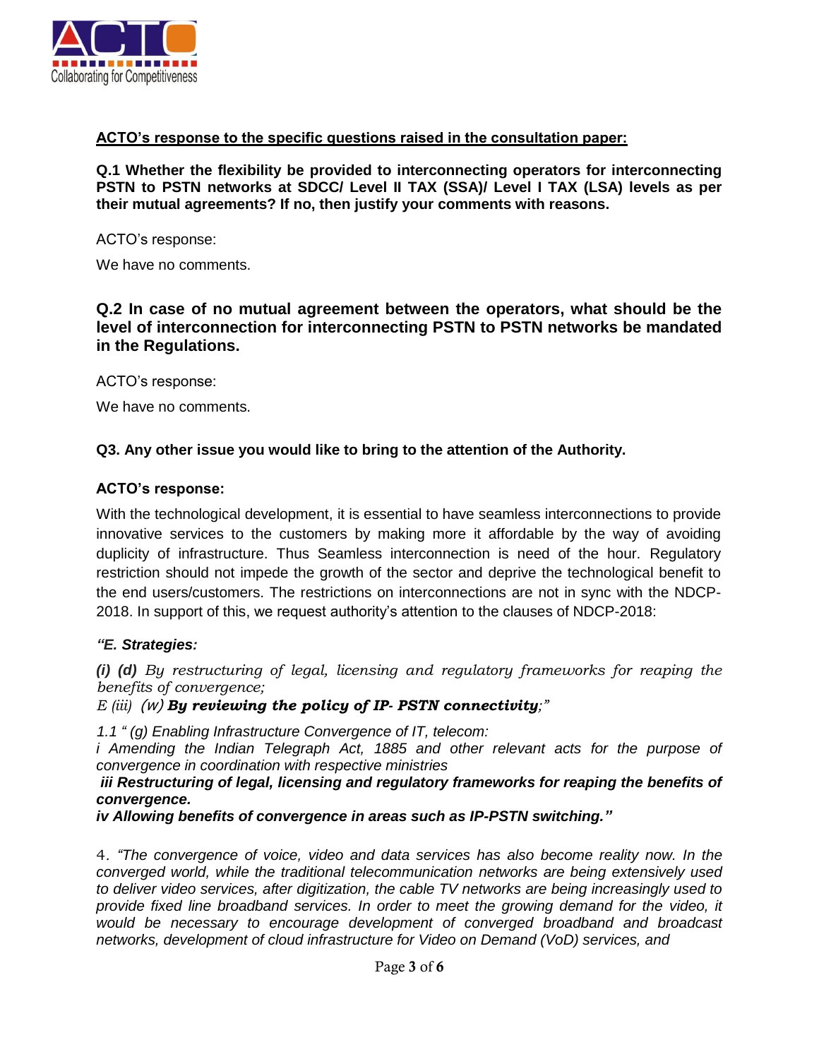**ACTO's response to the specific questions raised in the consultation paper:**

**Q.1 Whether the flexibility be provided to interconnecting operators for interconnecting PSTN to PSTN networks at SDCC/ Level II TAX (SSA)/ Level I TAX (LSA) levels as per their mutual agreements? If no, then justify your comments with reasons.**

ACTO's response:

We have no comments.

**Q.2 In case of no mutual agreement between the operators, what should be the level of interconnection for interconnecting PSTN to PSTN networks be mandated in the Regulations.**

ACTO's response:

We have no comments.

**Q3. Any other issue you would like to bring to the attention of the Authority.**

**ACTO's response:**

With the technological development, it is essential to have seamless interconnections to provide innovative services to the customers by making more it affordable by the way of avoiding duplicity of infrastructure. Thus Seamless interconnection is need of the hour. Regulatory restriction should not impede the growth of the sector and deprive the technological benefit to the end users/customers. The restrictions on interconnections are not in sync with the NDCP-2018. In support of this, we request authority's attention to the clauses of NDCP-2018:

***"E. Strategies:***

***(i) (d)*** *By restructuring of legal, licensing and regulatory frameworks for reaping the benefits of convergence;*

*E (iii) (w)* ***By reviewing the policy of IP- PSTN connectivity****;"*

*1.1 " (g) Enabling Infrastructure Convergence of IT, telecom:*

*i Amending the Indian Telegraph Act, 1885 and other relevant acts for the purpose of convergence in coordination with respective ministries*

***iii Restructuring of legal, licensing and regulatory frameworks for reaping the benefits of convergence.***

***iv Allowing benefits of convergence in areas such as IP-PSTN switching."***

4. *"The convergence of voice, video and data services has also become reality now. In the converged world, while the traditional telecommunication networks are being extensively used to deliver video services, after digitization, the cable TV networks are being increasingly used to provide fixed line broadband services. In order to meet the growing demand for the video, it would be necessary to encourage development of converged broadband and broadcast networks, development of cloud infrastructure for Video on Demand (VoD) services, and*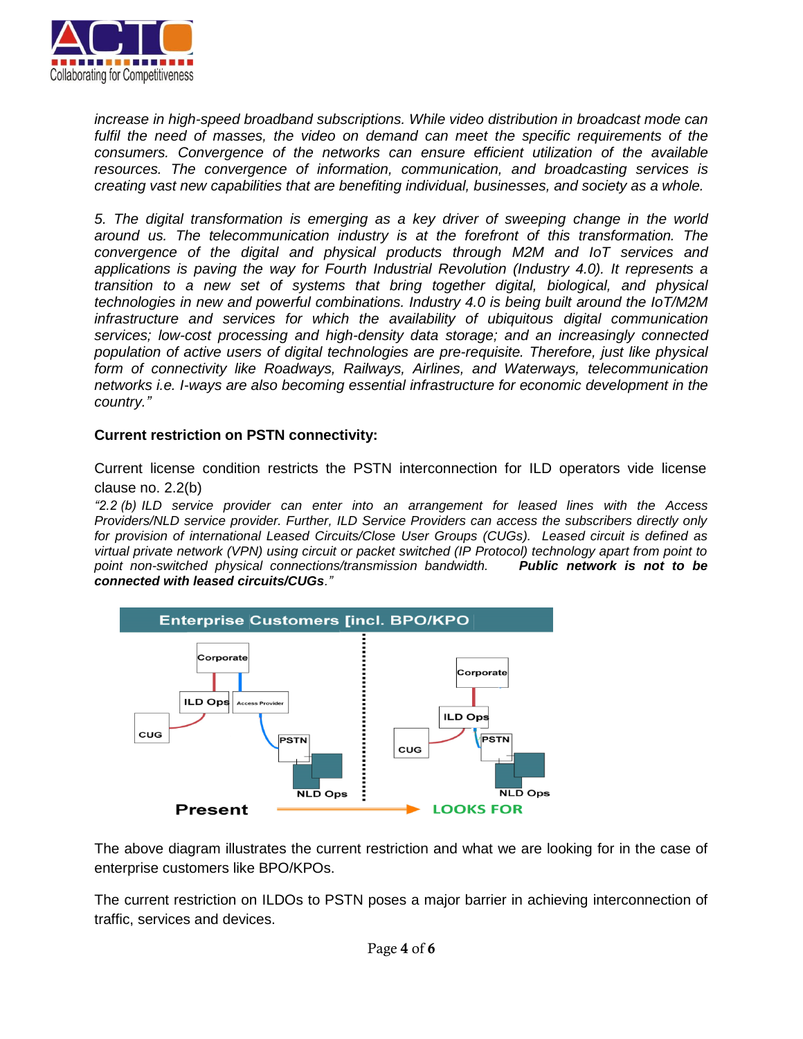*increase in high-speed broadband subscriptions. While video distribution in broadcast mode can fulfil the need of masses, the video on demand can meet the specific requirements of the consumers. Convergence of the networks can ensure efficient utilization of the available resources. The convergence of information, communication, and broadcasting services is creating vast new capabilities that are benefiting individual, businesses, and society as a whole.*

*5. The digital transformation is emerging as a key driver of sweeping change in the world around us. The telecommunication industry is at the forefront of this transformation. The convergence of the digital and physical products through M2M and IoT services and applications is paving the way for Fourth Industrial Revolution (Industry 4.0). It represents a transition to a new set of systems that bring together digital, biological, and physical technologies in new and powerful combinations. Industry 4.0 is being built around the IoT/M2M infrastructure and services for which the availability of ubiquitous digital communication services; low-cost processing and high-density data storage; and an increasingly connected population of active users of digital technologies are pre-requisite. Therefore, just like physical form of connectivity like Roadways, Railways, Airlines, and Waterways, telecommunication networks i.e. I-ways are also becoming essential infrastructure for economic development in the country."*

**Current restriction on PSTN connectivity:**

Current license condition restricts the PSTN interconnection for ILD operators vide license clause no. 2.2(b)

*"2.2 (b) ILD service provider can enter into an arrangement for leased lines with the Access Providers/NLD service provider. Further, ILD Service Providers can access the subscribers directly only for provision of international Leased Circuits/Close User Groups (CUGs). Leased circuit is defined as virtual private network (VPN) using circuit or packet switched (IP Protocol) technology apart from point to point non-switched physical connections/transmission bandwidth.* ***Public network is not to be connected with leased circuits/CUGs****."*

Enterprise Customers [incl. BPO/KPO

Present → LOOKS FOR

The above diagram illustrates the current restriction and what we are looking for in the case of enterprise customers like BPO/KPOs.

The current restriction on ILDOs to PSTN poses a major barrier in achieving interconnection of traffic, services and devices.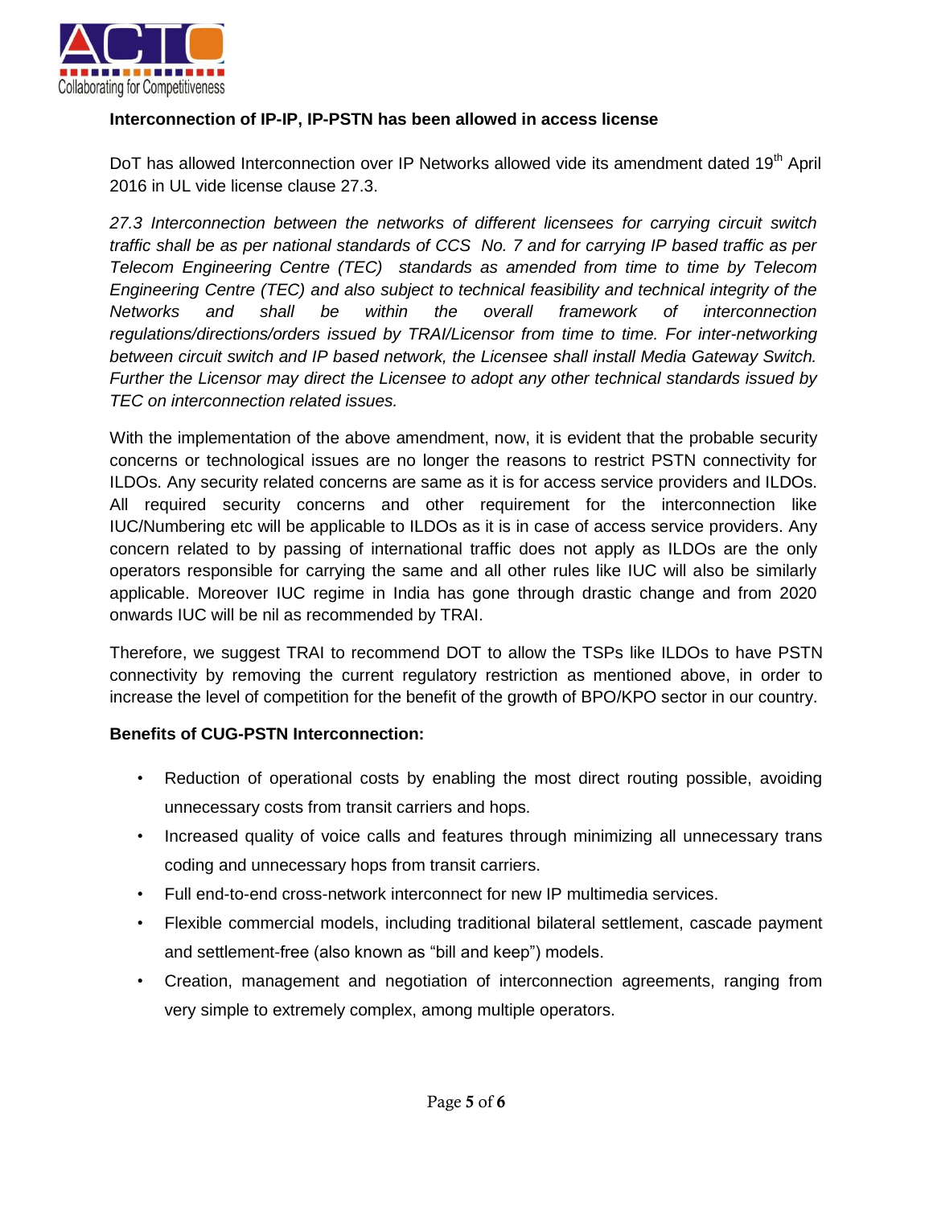**Interconnection of IP-IP, IP-PSTN has been allowed in access license**

DoT has allowed Interconnection over IP Networks allowed vide its amendment dated 19th April 2016 in UL vide license clause 27.3.

*27.3 Interconnection between the networks of different licensees for carrying circuit switch traffic shall be as per national standards of CCS No. 7 and for carrying IP based traffic as per Telecom Engineering Centre (TEC) standards as amended from time to time by Telecom Engineering Centre (TEC) and also subject to technical feasibility and technical integrity of the Networks and shall be within the overall framework of interconnection regulations/directions/orders issued by TRAI/Licensor from time to time. For inter-networking between circuit switch and IP based network, the Licensee shall install Media Gateway Switch. Further the Licensor may direct the Licensee to adopt any other technical standards issued by TEC on interconnection related issues.*

With the implementation of the above amendment, now, it is evident that the probable security concerns or technological issues are no longer the reasons to restrict PSTN connectivity for ILDOs. Any security related concerns are same as it is for access service providers and ILDOs. All required security concerns and other requirement for the interconnection like IUC/Numbering etc will be applicable to ILDOs as it is in case of access service providers. Any concern related to by passing of international traffic does not apply as ILDOs are the only operators responsible for carrying the same and all other rules like IUC will also be similarly applicable. Moreover IUC regime in India has gone through drastic change and from 2020 onwards IUC will be nil as recommended by TRAI.

Therefore, we suggest TRAI to recommend DOT to allow the TSPs like ILDOs to have PSTN connectivity by removing the current regulatory restriction as mentioned above, in order to increase the level of competition for the benefit of the growth of BPO/KPO sector in our country.

**Benefits of CUG-PSTN Interconnection:**

- Reduction of operational costs by enabling the most direct routing possible, avoiding unnecessary costs from transit carriers and hops.
- Increased quality of voice calls and features through minimizing all unnecessary trans coding and unnecessary hops from transit carriers.
- Full end-to-end cross-network interconnect for new IP multimedia services.
- Flexible commercial models, including traditional bilateral settlement, cascade payment and settlement-free (also known as "bill and keep") models.
- Creation, management and negotiation of interconnection agreements, ranging from very simple to extremely complex, among multiple operators.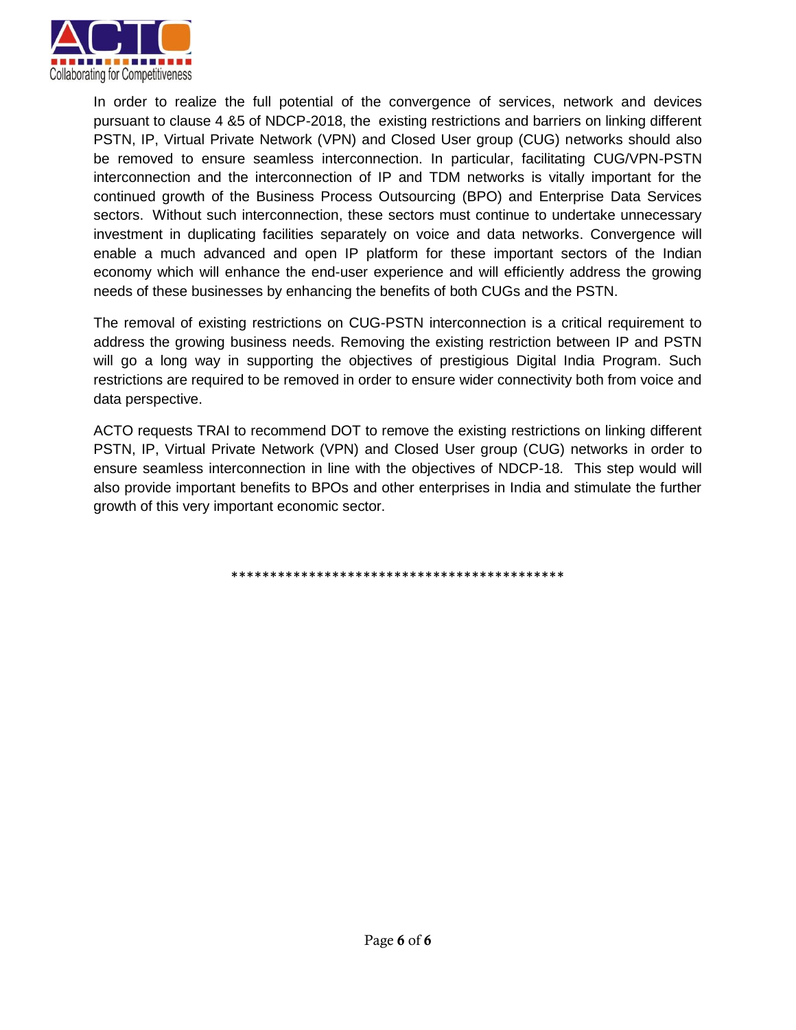In order to realize the full potential of the convergence of services, network and devices pursuant to clause 4 &5 of NDCP-2018, the existing restrictions and barriers on linking different PSTN, IP, Virtual Private Network (VPN) and Closed User group (CUG) networks should also be removed to ensure seamless interconnection. In particular, facilitating CUG/VPN-PSTN interconnection and the interconnection of IP and TDM networks is vitally important for the continued growth of the Business Process Outsourcing (BPO) and Enterprise Data Services sectors. Without such interconnection, these sectors must continue to undertake unnecessary investment in duplicating facilities separately on voice and data networks. Convergence will enable a much advanced and open IP platform for these important sectors of the Indian economy which will enhance the end-user experience and will efficiently address the growing needs of these businesses by enhancing the benefits of both CUGs and the PSTN.

The removal of existing restrictions on CUG-PSTN interconnection is a critical requirement to address the growing business needs. Removing the existing restriction between IP and PSTN will go a long way in supporting the objectives of prestigious Digital India Program. Such restrictions are required to be removed in order to ensure wider connectivity both from voice and data perspective.

ACTO requests TRAI to recommend DOT to remove the existing restrictions on linking different PSTN, IP, Virtual Private Network (VPN) and Closed User group (CUG) networks in order to ensure seamless interconnection in line with the objectives of NDCP-18. This step would will also provide important benefits to BPOs and other enterprises in India and stimulate the further growth of this very important economic sector.

*******************************************